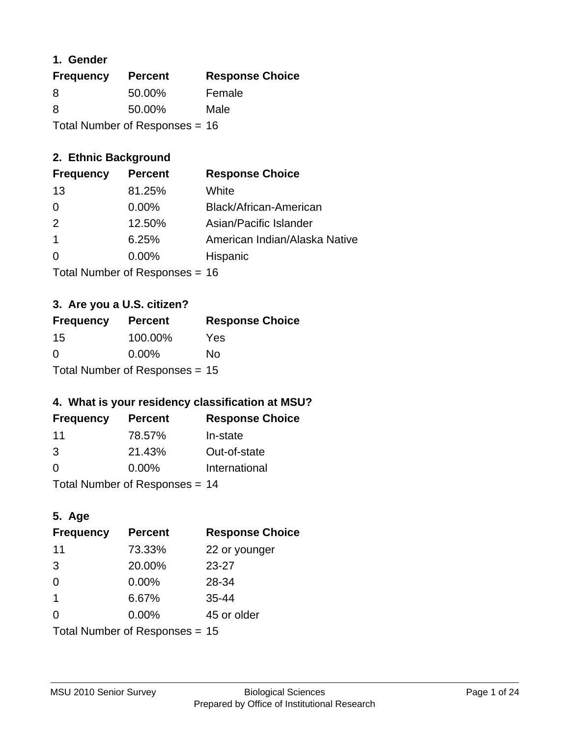### 1. Gender

| Frequency | Percent | Response Choice |
|---|---|---|
| 8 | 50.00% | Female |
| 8 | 50.00% | Male |

Total Number of Responses = 16

### 2. Ethnic Background

| Frequency | Percent | Response Choice |
|---|---|---|
| 13 | 81.25% | White |
| 0 | 0.00% | Black/African-American |
| 2 | 12.50% | Asian/Pacific Islander |
| 1 | 6.25% | American Indian/Alaska Native |
| 0 | 0.00% | Hispanic |

Total Number of Responses = 16

### 3. Are you a U.S. citizen?

| Frequency | Percent | Response Choice |
|---|---|---|
| 15 | 100.00% | Yes |
| 0 | 0.00% | No |

Total Number of Responses = 15

### 4. What is your residency classification at MSU?

| Frequency | Percent | Response Choice |
|---|---|---|
| 11 | 78.57% | In-state |
| 3 | 21.43% | Out-of-state |
| 0 | 0.00% | International |

Total Number of Responses = 14

### 5. Age

| Frequency | Percent | Response Choice |
|---|---|---|
| 11 | 73.33% | 22 or younger |
| 3 | 20.00% | 23-27 |
| 0 | 0.00% | 28-34 |
| 1 | 6.67% | 35-44 |
| 0 | 0.00% | 45 or older |

Total Number of Responses = 15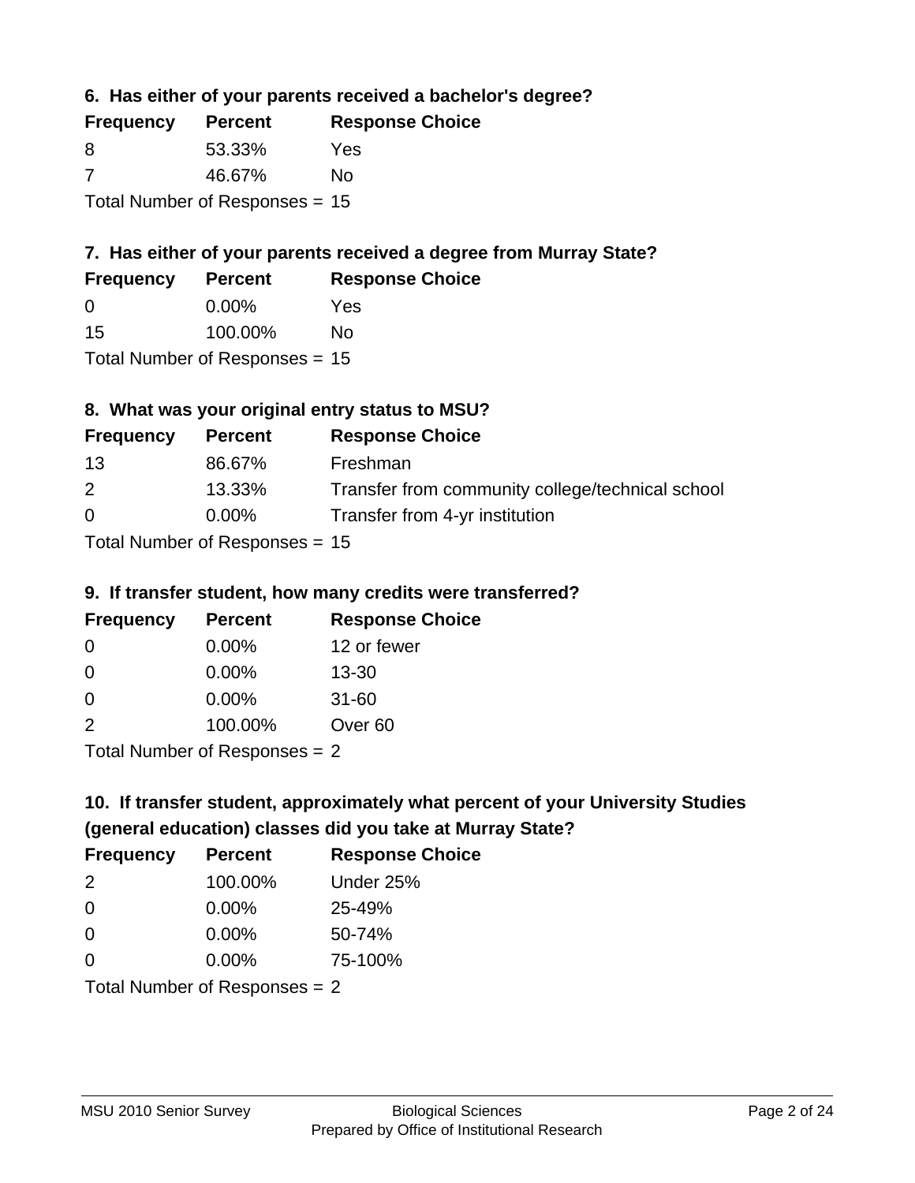### 6. Has either of your parents received a bachelor's degree?

| Frequency | Percent | Response Choice |
|---|---|---|
| 8 | 53.33% | Yes |
| 7 | 46.67% | No |

Total Number of Responses = 15

### 7. Has either of your parents received a degree from Murray State?

| Frequency | Percent | Response Choice |
|---|---|---|
| 0 | 0.00% | Yes |
| 15 | 100.00% | No |

Total Number of Responses = 15

### 8. What was your original entry status to MSU?

| Frequency | Percent | Response Choice |
|---|---|---|
| 13 | 86.67% | Freshman |
| 2 | 13.33% | Transfer from community college/technical school |
| 0 | 0.00% | Transfer from 4-yr institution |

Total Number of Responses = 15

### 9. If transfer student, how many credits were transferred?

| Frequency | Percent | Response Choice |
|---|---|---|
| 0 | 0.00% | 12 or fewer |
| 0 | 0.00% | 13-30 |
| 0 | 0.00% | 31-60 |
| 2 | 100.00% | Over 60 |

Total Number of Responses = 2

### 10. If transfer student, approximately what percent of your University Studies (general education) classes did you take at Murray State?

| Frequency | Percent | Response Choice |
|---|---|---|
| 2 | 100.00% | Under 25% |
| 0 | 0.00% | 25-49% |
| 0 | 0.00% | 50-74% |
| 0 | 0.00% | 75-100% |

Total Number of Responses = 2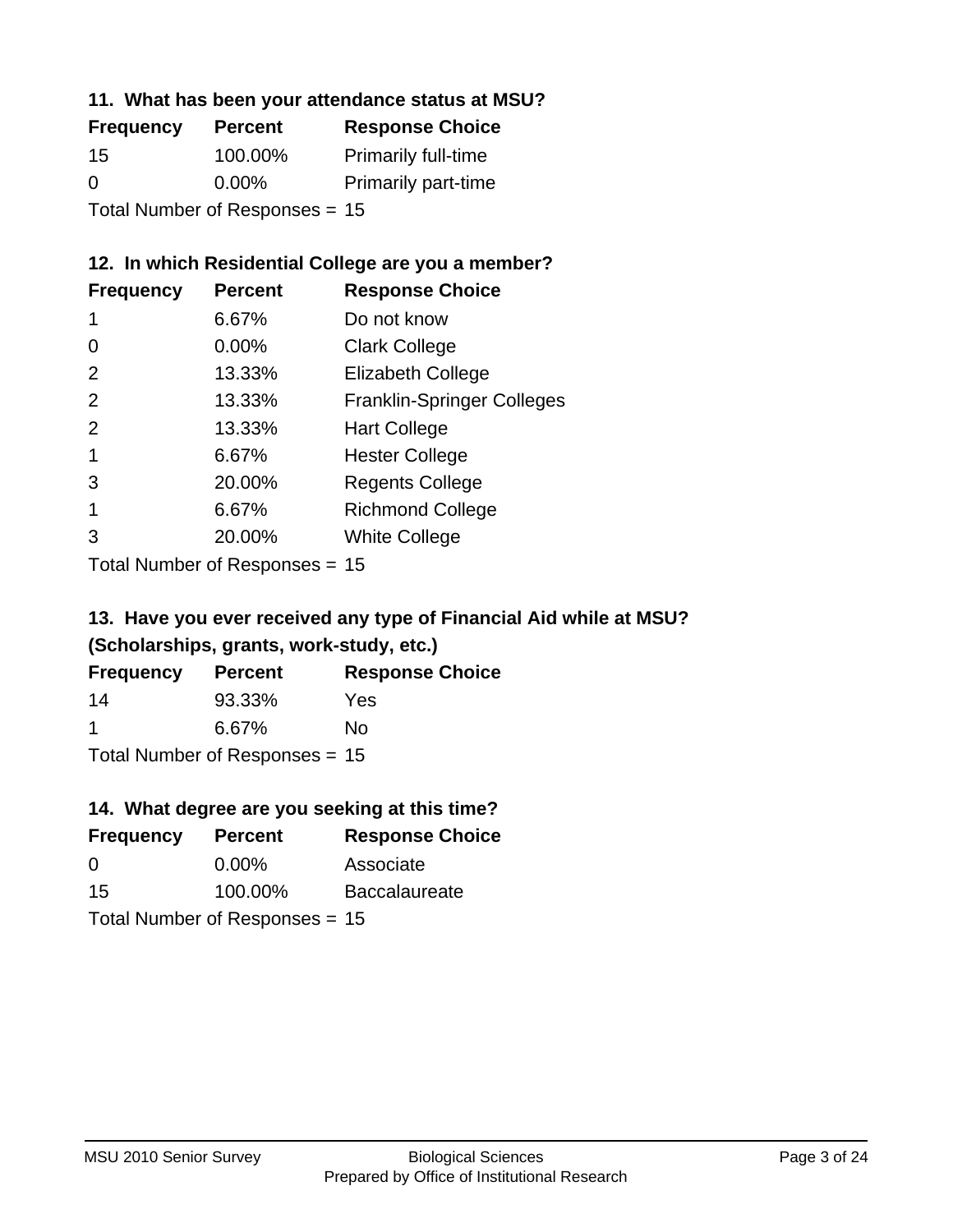### 11. What has been your attendance status at MSU?

| Frequency | Percent | Response Choice |
|---|---|---|
| 15 | 100.00% | Primarily full-time |
| 0 | 0.00% | Primarily part-time |

Total Number of Responses = 15

### 12. In which Residential College are you a member?

| Frequency | Percent | Response Choice |
|---|---|---|
| 1 | 6.67% | Do not know |
| 0 | 0.00% | Clark College |
| 2 | 13.33% | Elizabeth College |
| 2 | 13.33% | Franklin-Springer Colleges |
| 2 | 13.33% | Hart College |
| 1 | 6.67% | Hester College |
| 3 | 20.00% | Regents College |
| 1 | 6.67% | Richmond College |
| 3 | 20.00% | White College |

Total Number of Responses = 15

### 13. Have you ever received any type of Financial Aid while at MSU? (Scholarships, grants, work-study, etc.)

| Frequency | Percent | Response Choice |
|---|---|---|
| 14 | 93.33% | Yes |
| 1 | 6.67% | No |

Total Number of Responses = 15

### 14. What degree are you seeking at this time?

| Frequency | Percent | Response Choice |
|---|---|---|
| 0 | 0.00% | Associate |
| 15 | 100.00% | Baccalaureate |

Total Number of Responses = 15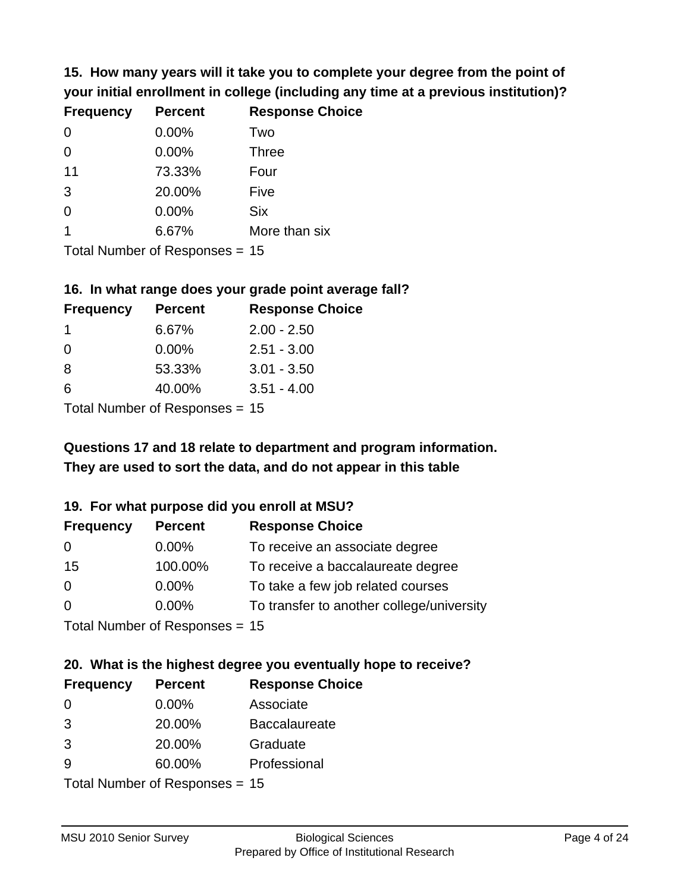**15. How many years will it take you to complete your degree from the point of your initial enrollment in college (including any time at a previous institution)?**

| Frequency | Percent | Response Choice |
| --- | --- | --- |
| 0 | 0.00% | Two |
| 0 | 0.00% | Three |
| 11 | 73.33% | Four |
| 3 | 20.00% | Five |
| 0 | 0.00% | Six |
| 1 | 6.67% | More than six |

Total Number of Responses = 15

**16. In what range does your grade point average fall?**

| Frequency | Percent | Response Choice |
| --- | --- | --- |
| 1 | 6.67% | 2.00 - 2.50 |
| 0 | 0.00% | 2.51 - 3.00 |
| 8 | 53.33% | 3.01 - 3.50 |
| 6 | 40.00% | 3.51 - 4.00 |

Total Number of Responses = 15

**Questions 17 and 18 relate to department and program information. They are used to sort the data, and do not appear in this table**

**19. For what purpose did you enroll at MSU?**

| Frequency | Percent | Response Choice |
| --- | --- | --- |
| 0 | 0.00% | To receive an associate degree |
| 15 | 100.00% | To receive a baccalaureate degree |
| 0 | 0.00% | To take a few job related courses |
| 0 | 0.00% | To transfer to another college/university |

Total Number of Responses = 15

**20. What is the highest degree you eventually hope to receive?**

| Frequency | Percent | Response Choice |
| --- | --- | --- |
| 0 | 0.00% | Associate |
| 3 | 20.00% | Baccalaureate |
| 3 | 20.00% | Graduate |
| 9 | 60.00% | Professional |

Total Number of Responses = 15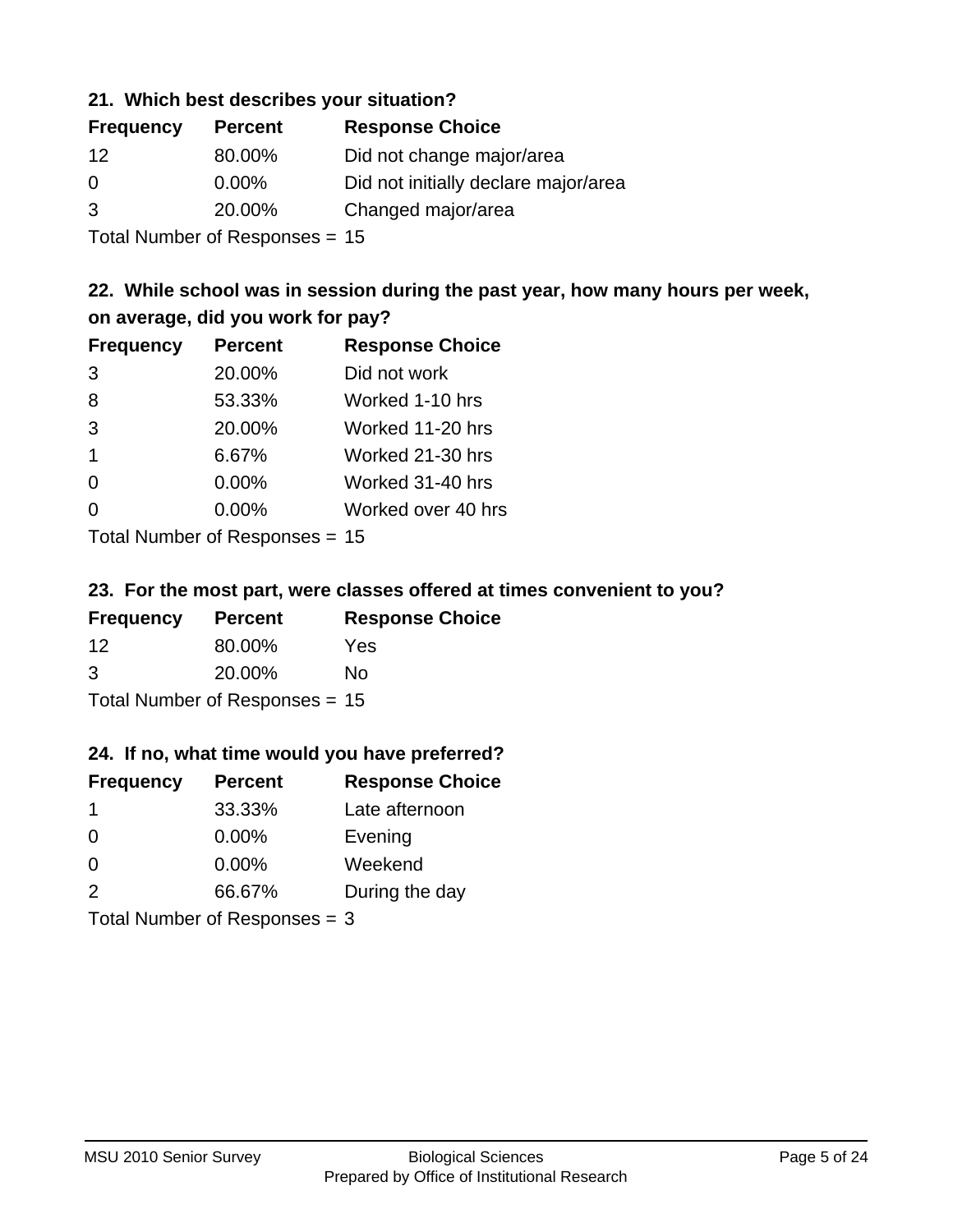### 21. Which best describes your situation?

| Frequency | Percent | Response Choice |
|---|---|---|
| 12 | 80.00% | Did not change major/area |
| 0 | 0.00% | Did not initially declare major/area |
| 3 | 20.00% | Changed major/area |

Total Number of Responses = 15

### 22. While school was in session during the past year, how many hours per week, on average, did you work for pay?

| Frequency | Percent | Response Choice |
|---|---|---|
| 3 | 20.00% | Did not work |
| 8 | 53.33% | Worked 1-10 hrs |
| 3 | 20.00% | Worked 11-20 hrs |
| 1 | 6.67% | Worked 21-30 hrs |
| 0 | 0.00% | Worked 31-40 hrs |
| 0 | 0.00% | Worked over 40 hrs |

Total Number of Responses = 15

### 23. For the most part, were classes offered at times convenient to you?

| Frequency | Percent | Response Choice |
|---|---|---|
| 12 | 80.00% | Yes |
| 3 | 20.00% | No |

Total Number of Responses = 15

### 24. If no, what time would you have preferred?

| Frequency | Percent | Response Choice |
|---|---|---|
| 1 | 33.33% | Late afternoon |
| 0 | 0.00% | Evening |
| 0 | 0.00% | Weekend |
| 2 | 66.67% | During the day |

Total Number of Responses = 3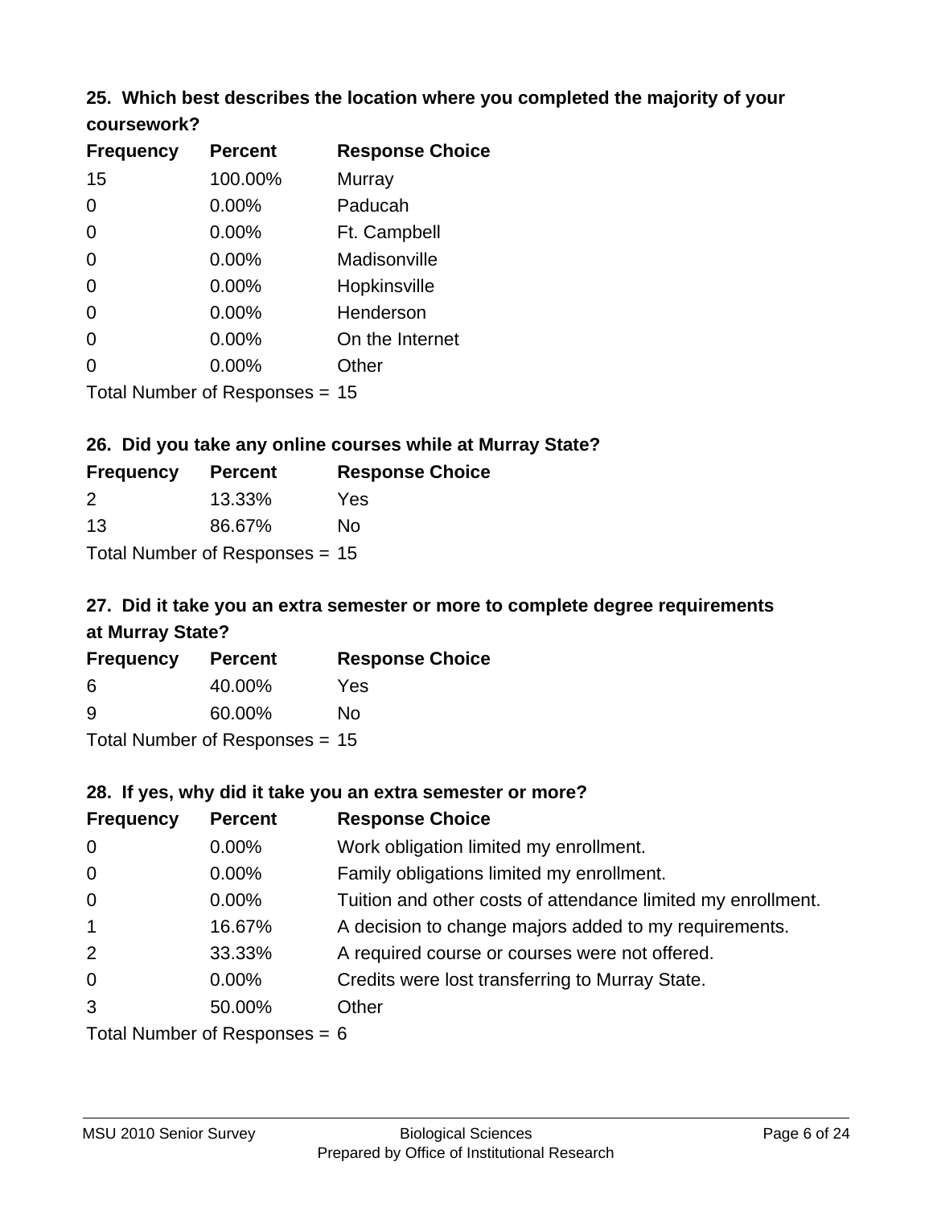### 25. Which best describes the location where you completed the majority of your coursework?

| Frequency | Percent | Response Choice |
|---|---|---|
| 15 | 100.00% | Murray |
| 0 | 0.00% | Paducah |
| 0 | 0.00% | Ft. Campbell |
| 0 | 0.00% | Madisonville |
| 0 | 0.00% | Hopkinsville |
| 0 | 0.00% | Henderson |
| 0 | 0.00% | On the Internet |
| 0 | 0.00% | Other |

Total Number of Responses = 15

### 26. Did you take any online courses while at Murray State?

| Frequency | Percent | Response Choice |
|---|---|---|
| 2 | 13.33% | Yes |
| 13 | 86.67% | No |

Total Number of Responses = 15

### 27. Did it take you an extra semester or more to complete degree requirements at Murray State?

| Frequency | Percent | Response Choice |
|---|---|---|
| 6 | 40.00% | Yes |
| 9 | 60.00% | No |

Total Number of Responses = 15

### 28. If yes, why did it take you an extra semester or more?

| Frequency | Percent | Response Choice |
|---|---|---|
| 0 | 0.00% | Work obligation limited my enrollment. |
| 0 | 0.00% | Family obligations limited my enrollment. |
| 0 | 0.00% | Tuition and other costs of attendance limited my enrollment. |
| 1 | 16.67% | A decision to change majors added to my requirements. |
| 2 | 33.33% | A required course or courses were not offered. |
| 0 | 0.00% | Credits were lost transferring to Murray State. |
| 3 | 50.00% | Other |

Total Number of Responses = 6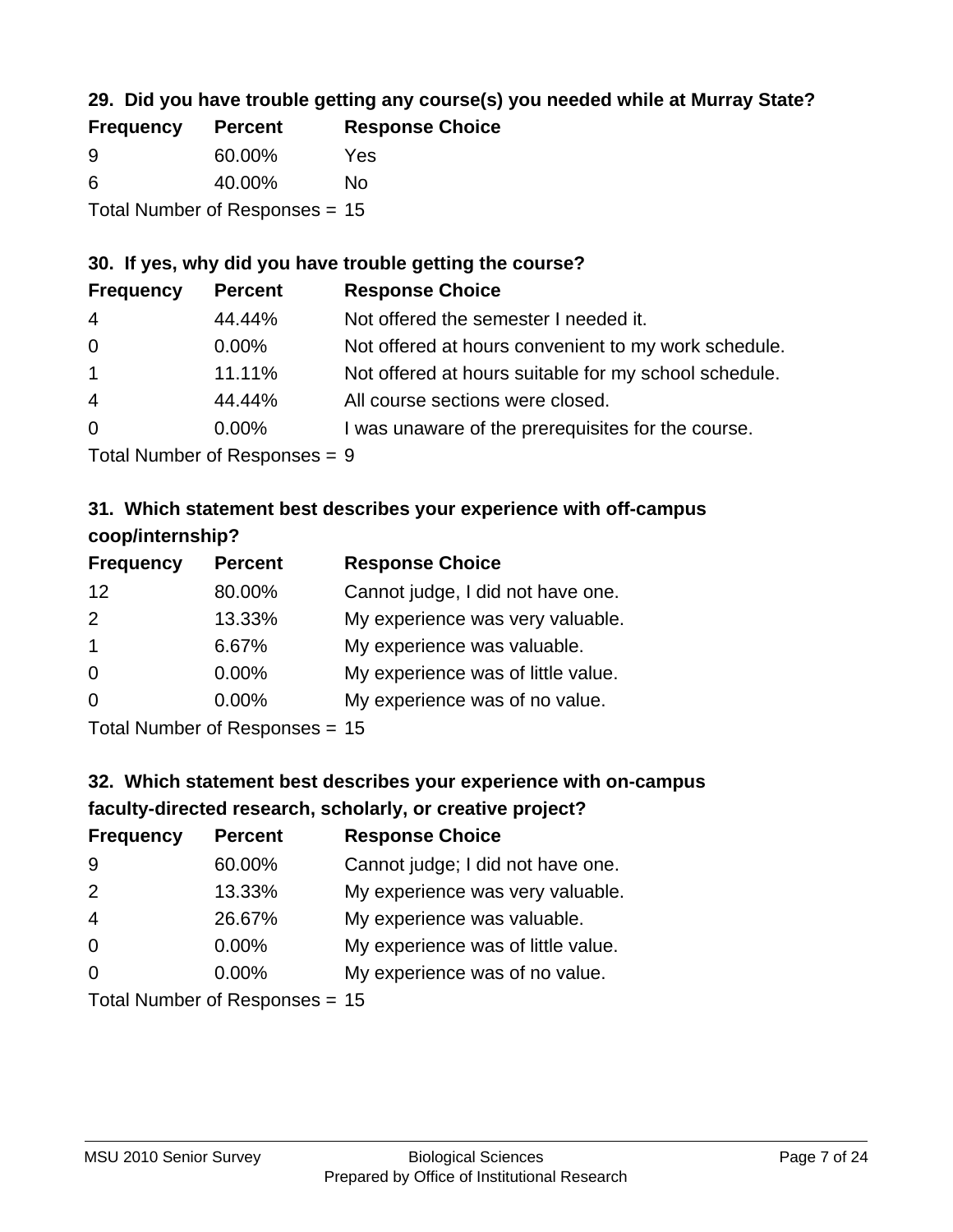### 29. Did you have trouble getting any course(s) you needed while at Murray State?

| Frequency | Percent | Response Choice |
|---|---|---|
| 9 | 60.00% | Yes |
| 6 | 40.00% | No |

Total Number of Responses = 15

### 30. If yes, why did you have trouble getting the course?

| Frequency | Percent | Response Choice |
|---|---|---|
| 4 | 44.44% | Not offered the semester I needed it. |
| 0 | 0.00% | Not offered at hours convenient to my work schedule. |
| 1 | 11.11% | Not offered at hours suitable for my school schedule. |
| 4 | 44.44% | All course sections were closed. |
| 0 | 0.00% | I was unaware of the prerequisites for the course. |

Total Number of Responses = 9

### 31. Which statement best describes your experience with off-campus coop/internship?

| Frequency | Percent | Response Choice |
|---|---|---|
| 12 | 80.00% | Cannot judge, I did not have one. |
| 2 | 13.33% | My experience was very valuable. |
| 1 | 6.67% | My experience was valuable. |
| 0 | 0.00% | My experience was of little value. |
| 0 | 0.00% | My experience was of no value. |

Total Number of Responses = 15

### 32. Which statement best describes your experience with on-campus faculty-directed research, scholarly, or creative project?

| Frequency | Percent | Response Choice |
|---|---|---|
| 9 | 60.00% | Cannot judge; I did not have one. |
| 2 | 13.33% | My experience was very valuable. |
| 4 | 26.67% | My experience was valuable. |
| 0 | 0.00% | My experience was of little value. |
| 0 | 0.00% | My experience was of no value. |

Total Number of Responses = 15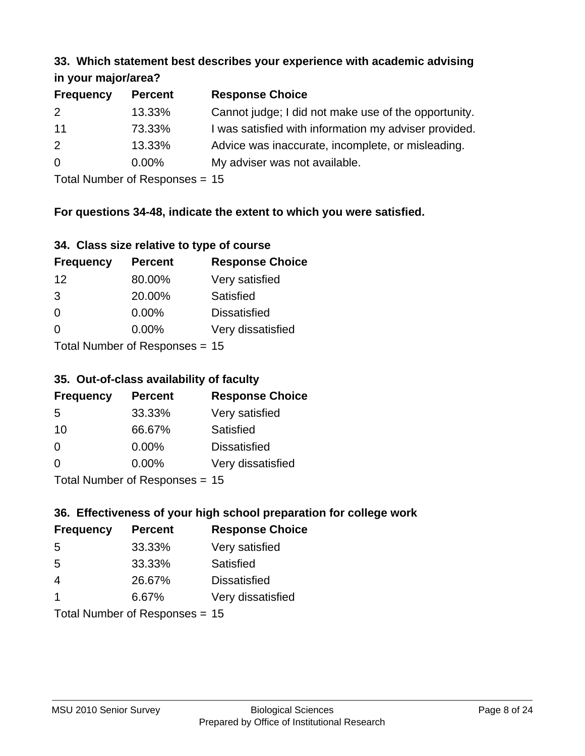### 33. Which statement best describes your experience with academic advising in your major/area?

| Frequency | Percent | Response Choice |
|---|---|---|
| 2 | 13.33% | Cannot judge; I did not make use of the opportunity. |
| 11 | 73.33% | I was satisfied with information my adviser provided. |
| 2 | 13.33% | Advice was inaccurate, incomplete, or misleading. |
| 0 | 0.00% | My adviser was not available. |

Total Number of Responses = 15

**For questions 34-48, indicate the extent to which you were satisfied.**

### 34. Class size relative to type of course

| Frequency | Percent | Response Choice |
|---|---|---|
| 12 | 80.00% | Very satisfied |
| 3 | 20.00% | Satisfied |
| 0 | 0.00% | Dissatisfied |
| 0 | 0.00% | Very dissatisfied |

Total Number of Responses = 15

### 35. Out-of-class availability of faculty

| Frequency | Percent | Response Choice |
|---|---|---|
| 5 | 33.33% | Very satisfied |
| 10 | 66.67% | Satisfied |
| 0 | 0.00% | Dissatisfied |
| 0 | 0.00% | Very dissatisfied |

Total Number of Responses = 15

### 36. Effectiveness of your high school preparation for college work

| Frequency | Percent | Response Choice |
|---|---|---|
| 5 | 33.33% | Very satisfied |
| 5 | 33.33% | Satisfied |
| 4 | 26.67% | Dissatisfied |
| 1 | 6.67% | Very dissatisfied |

Total Number of Responses = 15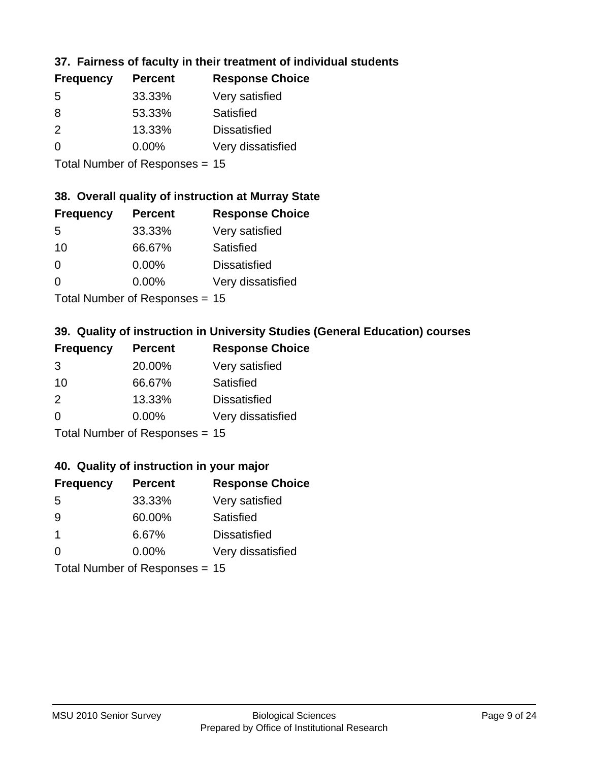### 37. Fairness of faculty in their treatment of individual students

| Frequency | Percent | Response Choice |
| --- | --- | --- |
| 5 | 33.33% | Very satisfied |
| 8 | 53.33% | Satisfied |
| 2 | 13.33% | Dissatisfied |
| 0 | 0.00% | Very dissatisfied |

Total Number of Responses = 15

### 38. Overall quality of instruction at Murray State

| Frequency | Percent | Response Choice |
| --- | --- | --- |
| 5 | 33.33% | Very satisfied |
| 10 | 66.67% | Satisfied |
| 0 | 0.00% | Dissatisfied |
| 0 | 0.00% | Very dissatisfied |

Total Number of Responses = 15

### 39. Quality of instruction in University Studies (General Education) courses

| Frequency | Percent | Response Choice |
| --- | --- | --- |
| 3 | 20.00% | Very satisfied |
| 10 | 66.67% | Satisfied |
| 2 | 13.33% | Dissatisfied |
| 0 | 0.00% | Very dissatisfied |

Total Number of Responses = 15

### 40. Quality of instruction in your major

| Frequency | Percent | Response Choice |
| --- | --- | --- |
| 5 | 33.33% | Very satisfied |
| 9 | 60.00% | Satisfied |
| 1 | 6.67% | Dissatisfied |
| 0 | 0.00% | Very dissatisfied |

Total Number of Responses = 15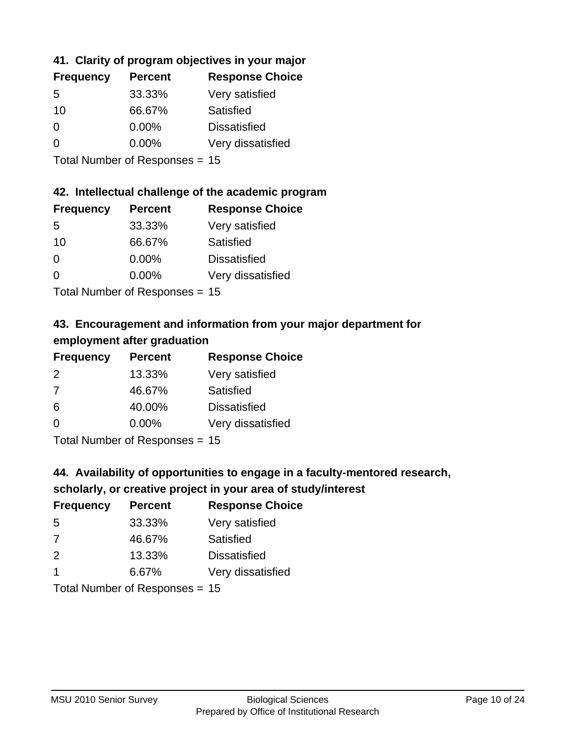### 41. Clarity of program objectives in your major

| Frequency | Percent | Response Choice |
|---|---|---|
| 5 | 33.33% | Very satisfied |
| 10 | 66.67% | Satisfied |
| 0 | 0.00% | Dissatisfied |
| 0 | 0.00% | Very dissatisfied |

Total Number of Responses = 15

### 42. Intellectual challenge of the academic program

| Frequency | Percent | Response Choice |
|---|---|---|
| 5 | 33.33% | Very satisfied |
| 10 | 66.67% | Satisfied |
| 0 | 0.00% | Dissatisfied |
| 0 | 0.00% | Very dissatisfied |

Total Number of Responses = 15

### 43. Encouragement and information from your major department for employment after graduation

| Frequency | Percent | Response Choice |
|---|---|---|
| 2 | 13.33% | Very satisfied |
| 7 | 46.67% | Satisfied |
| 6 | 40.00% | Dissatisfied |
| 0 | 0.00% | Very dissatisfied |

Total Number of Responses = 15

### 44. Availability of opportunities to engage in a faculty-mentored research, scholarly, or creative project in your area of study/interest

| Frequency | Percent | Response Choice |
|---|---|---|
| 5 | 33.33% | Very satisfied |
| 7 | 46.67% | Satisfied |
| 2 | 13.33% | Dissatisfied |
| 1 | 6.67% | Very dissatisfied |

Total Number of Responses = 15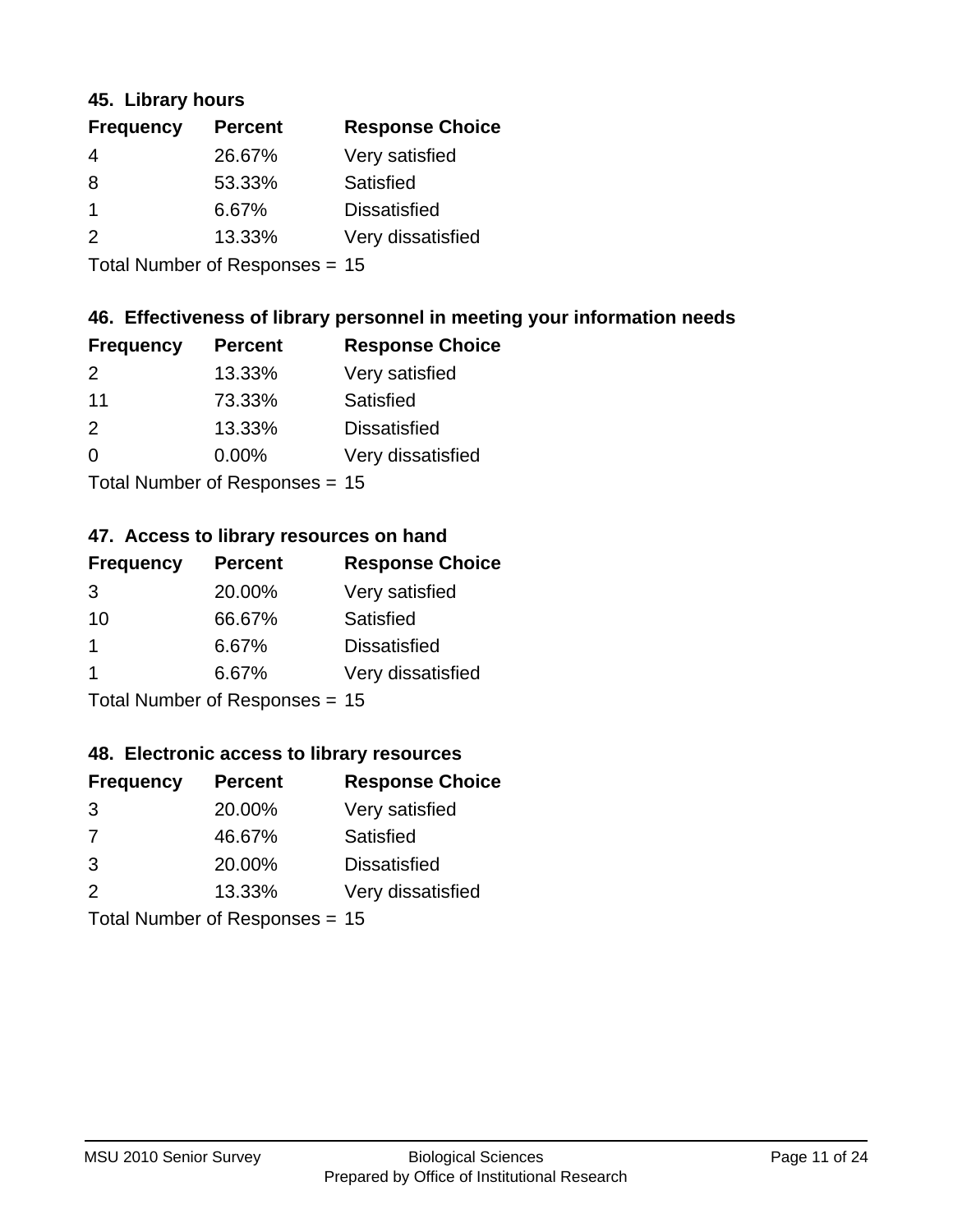### 45. Library hours

| Frequency | Percent | Response Choice |
|---|---|---|
| 4 | 26.67% | Very satisfied |
| 8 | 53.33% | Satisfied |
| 1 | 6.67% | Dissatisfied |
| 2 | 13.33% | Very dissatisfied |

Total Number of Responses = 15

### 46. Effectiveness of library personnel in meeting your information needs

| Frequency | Percent | Response Choice |
|---|---|---|
| 2 | 13.33% | Very satisfied |
| 11 | 73.33% | Satisfied |
| 2 | 13.33% | Dissatisfied |
| 0 | 0.00% | Very dissatisfied |

Total Number of Responses = 15

### 47. Access to library resources on hand

| Frequency | Percent | Response Choice |
|---|---|---|
| 3 | 20.00% | Very satisfied |
| 10 | 66.67% | Satisfied |
| 1 | 6.67% | Dissatisfied |
| 1 | 6.67% | Very dissatisfied |

Total Number of Responses = 15

### 48. Electronic access to library resources

| Frequency | Percent | Response Choice |
|---|---|---|
| 3 | 20.00% | Very satisfied |
| 7 | 46.67% | Satisfied |
| 3 | 20.00% | Dissatisfied |
| 2 | 13.33% | Very dissatisfied |

Total Number of Responses = 15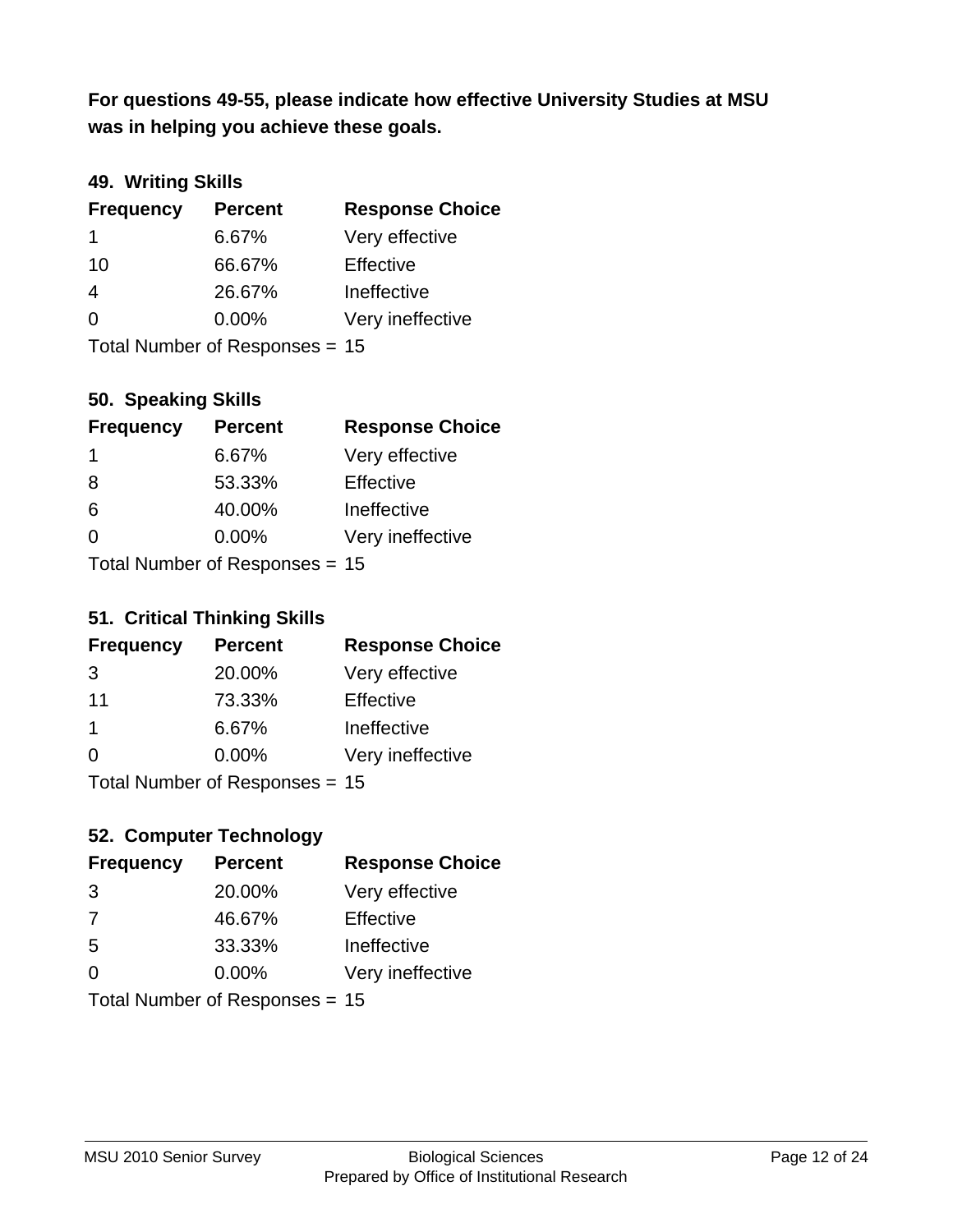**For questions 49-55, please indicate how effective University Studies at MSU was in helping you achieve these goals.**

### 49. Writing Skills

| Frequency | Percent | Response Choice |
|---|---|---|
| 1 | 6.67% | Very effective |
| 10 | 66.67% | Effective |
| 4 | 26.67% | Ineffective |
| 0 | 0.00% | Very ineffective |

Total Number of Responses = 15

### 50. Speaking Skills

| Frequency | Percent | Response Choice |
|---|---|---|
| 1 | 6.67% | Very effective |
| 8 | 53.33% | Effective |
| 6 | 40.00% | Ineffective |
| 0 | 0.00% | Very ineffective |

Total Number of Responses = 15

### 51. Critical Thinking Skills

| Frequency | Percent | Response Choice |
|---|---|---|
| 3 | 20.00% | Very effective |
| 11 | 73.33% | Effective |
| 1 | 6.67% | Ineffective |
| 0 | 0.00% | Very ineffective |

Total Number of Responses = 15

### 52. Computer Technology

| Frequency | Percent | Response Choice |
|---|---|---|
| 3 | 20.00% | Very effective |
| 7 | 46.67% | Effective |
| 5 | 33.33% | Ineffective |
| 0 | 0.00% | Very ineffective |

Total Number of Responses = 15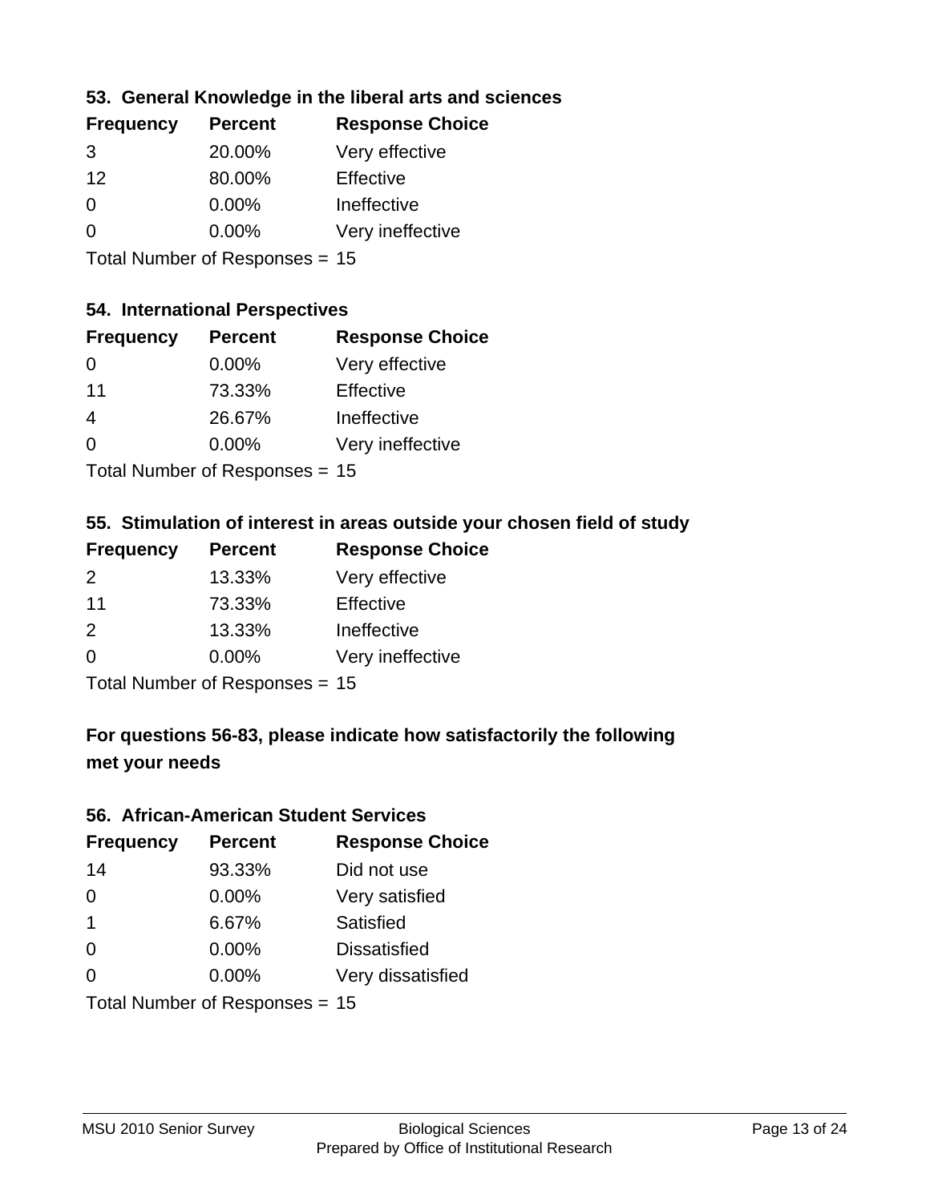### 53. General Knowledge in the liberal arts and sciences

| Frequency | Percent | Response Choice |
|---|---|---|
| 3 | 20.00% | Very effective |
| 12 | 80.00% | Effective |
| 0 | 0.00% | Ineffective |
| 0 | 0.00% | Very ineffective |

Total Number of Responses = 15

### 54. International Perspectives

| Frequency | Percent | Response Choice |
|---|---|---|
| 0 | 0.00% | Very effective |
| 11 | 73.33% | Effective |
| 4 | 26.67% | Ineffective |
| 0 | 0.00% | Very ineffective |

Total Number of Responses = 15

### 55. Stimulation of interest in areas outside your chosen field of study

| Frequency | Percent | Response Choice |
|---|---|---|
| 2 | 13.33% | Very effective |
| 11 | 73.33% | Effective |
| 2 | 13.33% | Ineffective |
| 0 | 0.00% | Very ineffective |

Total Number of Responses = 15

### For questions 56-83, please indicate how satisfactorily the following met your needs

### 56. African-American Student Services

| Frequency | Percent | Response Choice |
|---|---|---|
| 14 | 93.33% | Did not use |
| 0 | 0.00% | Very satisfied |
| 1 | 6.67% | Satisfied |
| 0 | 0.00% | Dissatisfied |
| 0 | 0.00% | Very dissatisfied |

Total Number of Responses = 15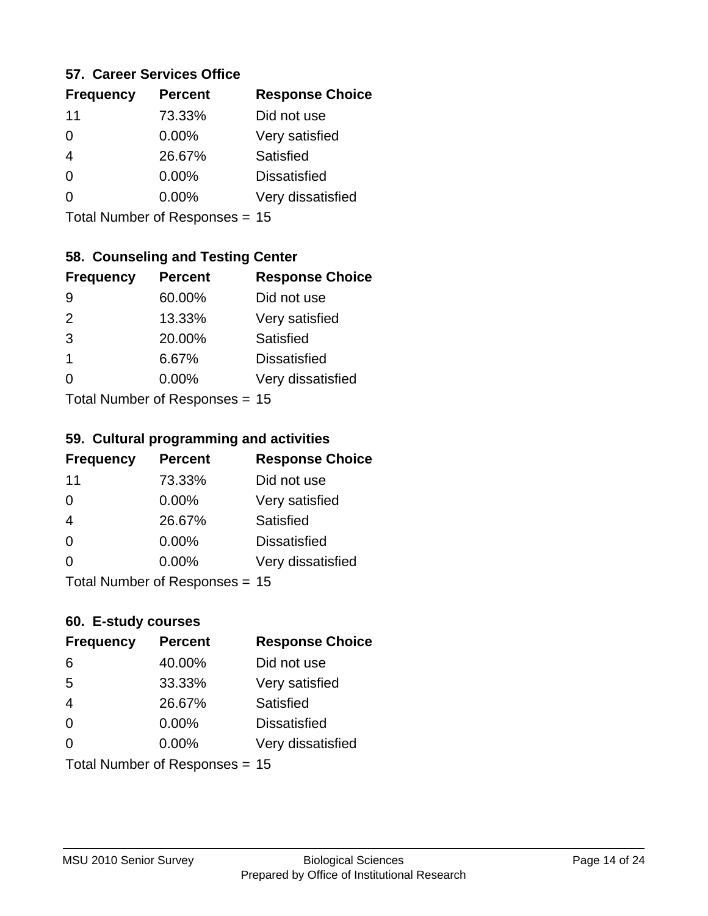### 57. Career Services Office

| Frequency | Percent | Response Choice |
|---|---|---|
| 11 | 73.33% | Did not use |
| 0 | 0.00% | Very satisfied |
| 4 | 26.67% | Satisfied |
| 0 | 0.00% | Dissatisfied |
| 0 | 0.00% | Very dissatisfied |

Total Number of Responses = 15

### 58. Counseling and Testing Center

| Frequency | Percent | Response Choice |
|---|---|---|
| 9 | 60.00% | Did not use |
| 2 | 13.33% | Very satisfied |
| 3 | 20.00% | Satisfied |
| 1 | 6.67% | Dissatisfied |
| 0 | 0.00% | Very dissatisfied |

Total Number of Responses = 15

### 59. Cultural programming and activities

| Frequency | Percent | Response Choice |
|---|---|---|
| 11 | 73.33% | Did not use |
| 0 | 0.00% | Very satisfied |
| 4 | 26.67% | Satisfied |
| 0 | 0.00% | Dissatisfied |
| 0 | 0.00% | Very dissatisfied |

Total Number of Responses = 15

### 60. E-study courses

| Frequency | Percent | Response Choice |
|---|---|---|
| 6 | 40.00% | Did not use |
| 5 | 33.33% | Very satisfied |
| 4 | 26.67% | Satisfied |
| 0 | 0.00% | Dissatisfied |
| 0 | 0.00% | Very dissatisfied |

Total Number of Responses = 15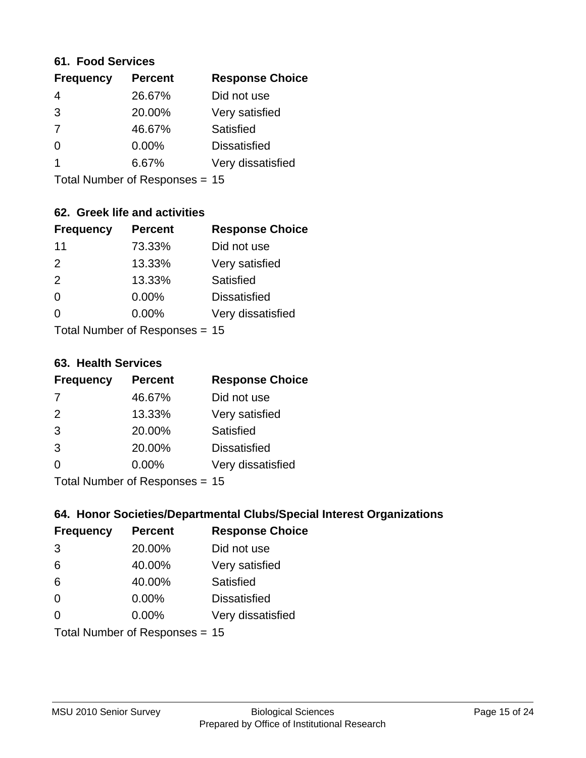### 61. Food Services

| Frequency | Percent | Response Choice |
|---|---|---|
| 4 | 26.67% | Did not use |
| 3 | 20.00% | Very satisfied |
| 7 | 46.67% | Satisfied |
| 0 | 0.00% | Dissatisfied |
| 1 | 6.67% | Very dissatisfied |

Total Number of Responses = 15

### 62. Greek life and activities

| Frequency | Percent | Response Choice |
|---|---|---|
| 11 | 73.33% | Did not use |
| 2 | 13.33% | Very satisfied |
| 2 | 13.33% | Satisfied |
| 0 | 0.00% | Dissatisfied |
| 0 | 0.00% | Very dissatisfied |

Total Number of Responses = 15

### 63. Health Services

| Frequency | Percent | Response Choice |
|---|---|---|
| 7 | 46.67% | Did not use |
| 2 | 13.33% | Very satisfied |
| 3 | 20.00% | Satisfied |
| 3 | 20.00% | Dissatisfied |
| 0 | 0.00% | Very dissatisfied |

Total Number of Responses = 15

### 64. Honor Societies/Departmental Clubs/Special Interest Organizations

| Frequency | Percent | Response Choice |
|---|---|---|
| 3 | 20.00% | Did not use |
| 6 | 40.00% | Very satisfied |
| 6 | 40.00% | Satisfied |
| 0 | 0.00% | Dissatisfied |
| 0 | 0.00% | Very dissatisfied |

Total Number of Responses = 15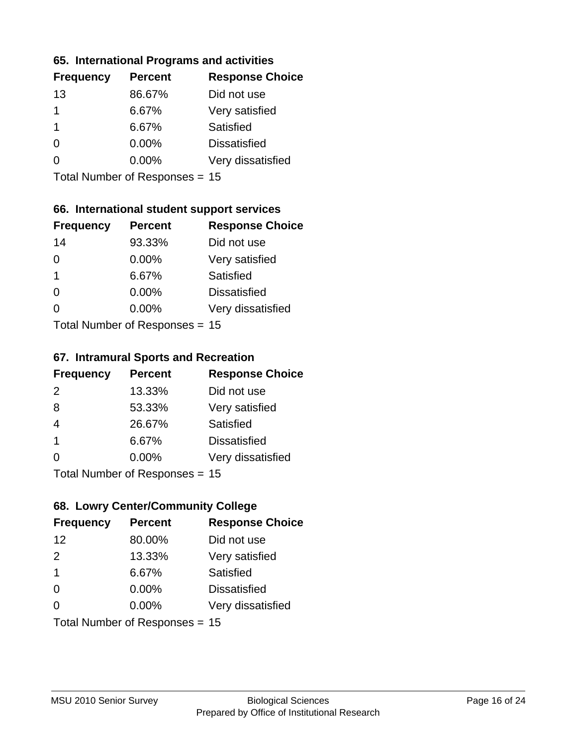### 65. International Programs and activities

| Frequency | Percent | Response Choice |
|---|---|---|
| 13 | 86.67% | Did not use |
| 1 | 6.67% | Very satisfied |
| 1 | 6.67% | Satisfied |
| 0 | 0.00% | Dissatisfied |
| 0 | 0.00% | Very dissatisfied |

Total Number of Responses = 15

### 66. International student support services

| Frequency | Percent | Response Choice |
|---|---|---|
| 14 | 93.33% | Did not use |
| 0 | 0.00% | Very satisfied |
| 1 | 6.67% | Satisfied |
| 0 | 0.00% | Dissatisfied |
| 0 | 0.00% | Very dissatisfied |

Total Number of Responses = 15

### 67. Intramural Sports and Recreation

| Frequency | Percent | Response Choice |
|---|---|---|
| 2 | 13.33% | Did not use |
| 8 | 53.33% | Very satisfied |
| 4 | 26.67% | Satisfied |
| 1 | 6.67% | Dissatisfied |
| 0 | 0.00% | Very dissatisfied |

Total Number of Responses = 15

### 68. Lowry Center/Community College

| Frequency | Percent | Response Choice |
|---|---|---|
| 12 | 80.00% | Did not use |
| 2 | 13.33% | Very satisfied |
| 1 | 6.67% | Satisfied |
| 0 | 0.00% | Dissatisfied |
| 0 | 0.00% | Very dissatisfied |

Total Number of Responses = 15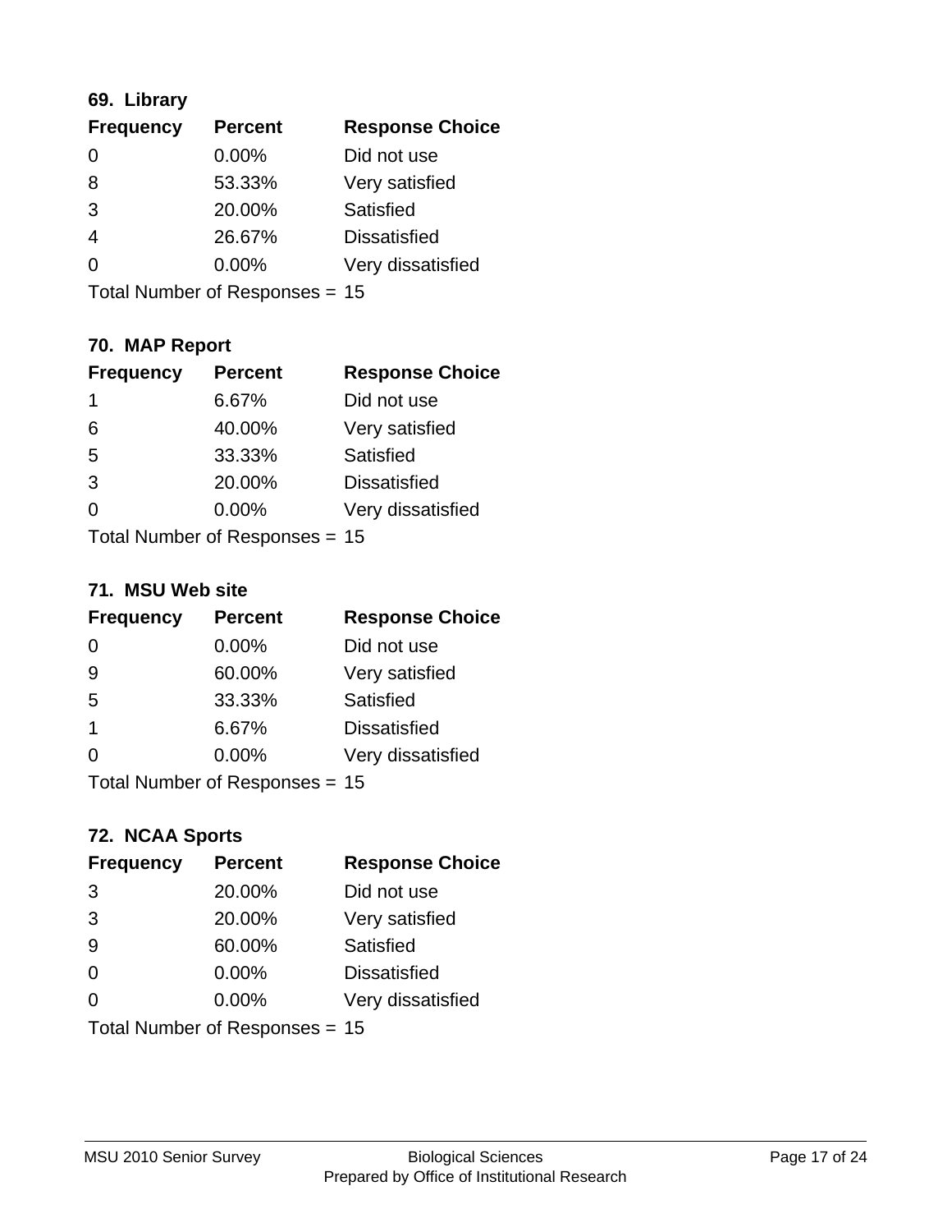### 69. Library

| Frequency | Percent | Response Choice |
|---|---|---|
| 0 | 0.00% | Did not use |
| 8 | 53.33% | Very satisfied |
| 3 | 20.00% | Satisfied |
| 4 | 26.67% | Dissatisfied |
| 0 | 0.00% | Very dissatisfied |

Total Number of Responses = 15

### 70. MAP Report

| Frequency | Percent | Response Choice |
|---|---|---|
| 1 | 6.67% | Did not use |
| 6 | 40.00% | Very satisfied |
| 5 | 33.33% | Satisfied |
| 3 | 20.00% | Dissatisfied |
| 0 | 0.00% | Very dissatisfied |

Total Number of Responses = 15

### 71. MSU Web site

| Frequency | Percent | Response Choice |
|---|---|---|
| 0 | 0.00% | Did not use |
| 9 | 60.00% | Very satisfied |
| 5 | 33.33% | Satisfied |
| 1 | 6.67% | Dissatisfied |
| 0 | 0.00% | Very dissatisfied |

Total Number of Responses = 15

### 72. NCAA Sports

| Frequency | Percent | Response Choice |
|---|---|---|
| 3 | 20.00% | Did not use |
| 3 | 20.00% | Very satisfied |
| 9 | 60.00% | Satisfied |
| 0 | 0.00% | Dissatisfied |
| 0 | 0.00% | Very dissatisfied |

Total Number of Responses = 15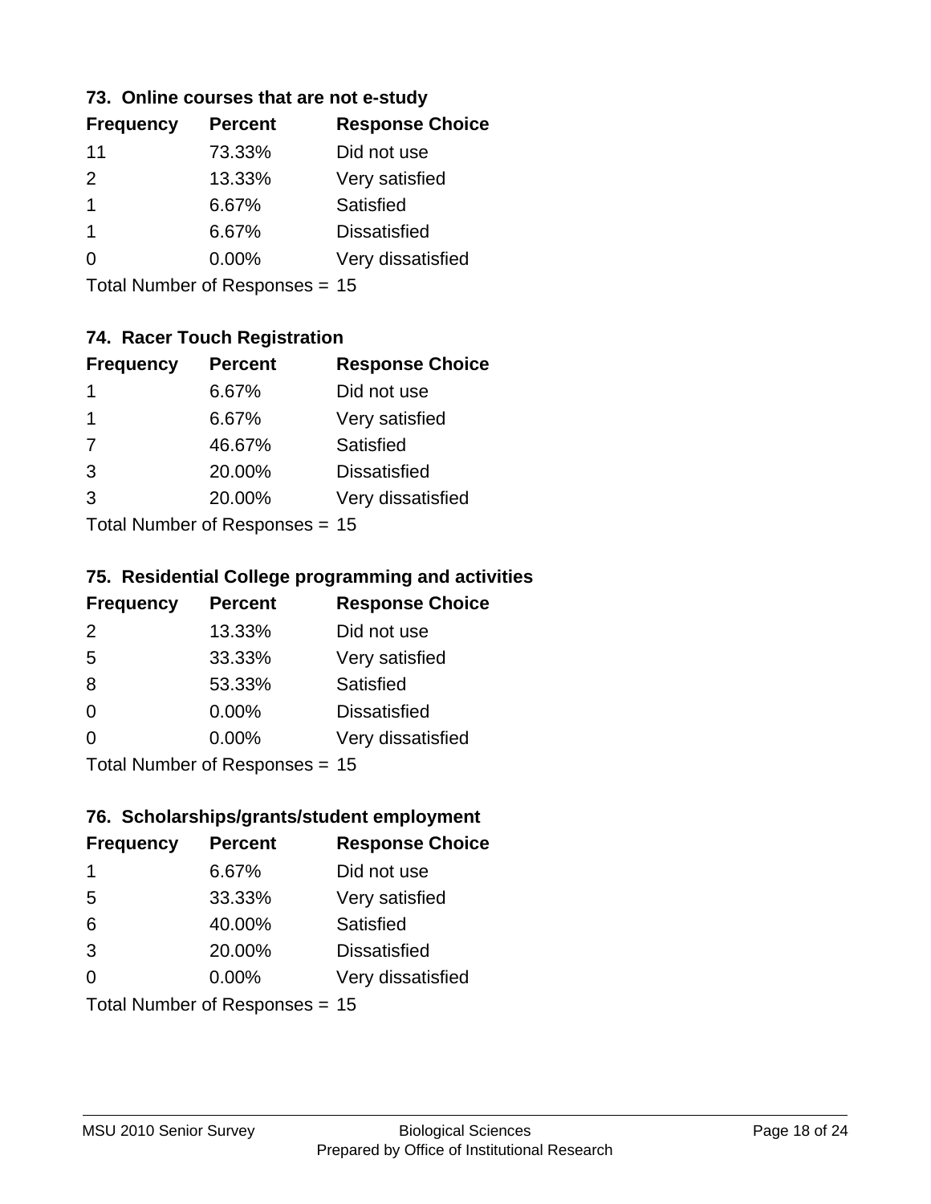### 73. Online courses that are not e-study

| Frequency | Percent | Response Choice |
|---|---|---|
| 11 | 73.33% | Did not use |
| 2 | 13.33% | Very satisfied |
| 1 | 6.67% | Satisfied |
| 1 | 6.67% | Dissatisfied |
| 0 | 0.00% | Very dissatisfied |

Total Number of Responses = 15

### 74. Racer Touch Registration

| Frequency | Percent | Response Choice |
|---|---|---|
| 1 | 6.67% | Did not use |
| 1 | 6.67% | Very satisfied |
| 7 | 46.67% | Satisfied |
| 3 | 20.00% | Dissatisfied |
| 3 | 20.00% | Very dissatisfied |

Total Number of Responses = 15

### 75. Residential College programming and activities

| Frequency | Percent | Response Choice |
|---|---|---|
| 2 | 13.33% | Did not use |
| 5 | 33.33% | Very satisfied |
| 8 | 53.33% | Satisfied |
| 0 | 0.00% | Dissatisfied |
| 0 | 0.00% | Very dissatisfied |

Total Number of Responses = 15

### 76. Scholarships/grants/student employment

| Frequency | Percent | Response Choice |
|---|---|---|
| 1 | 6.67% | Did not use |
| 5 | 33.33% | Very satisfied |
| 6 | 40.00% | Satisfied |
| 3 | 20.00% | Dissatisfied |
| 0 | 0.00% | Very dissatisfied |

Total Number of Responses = 15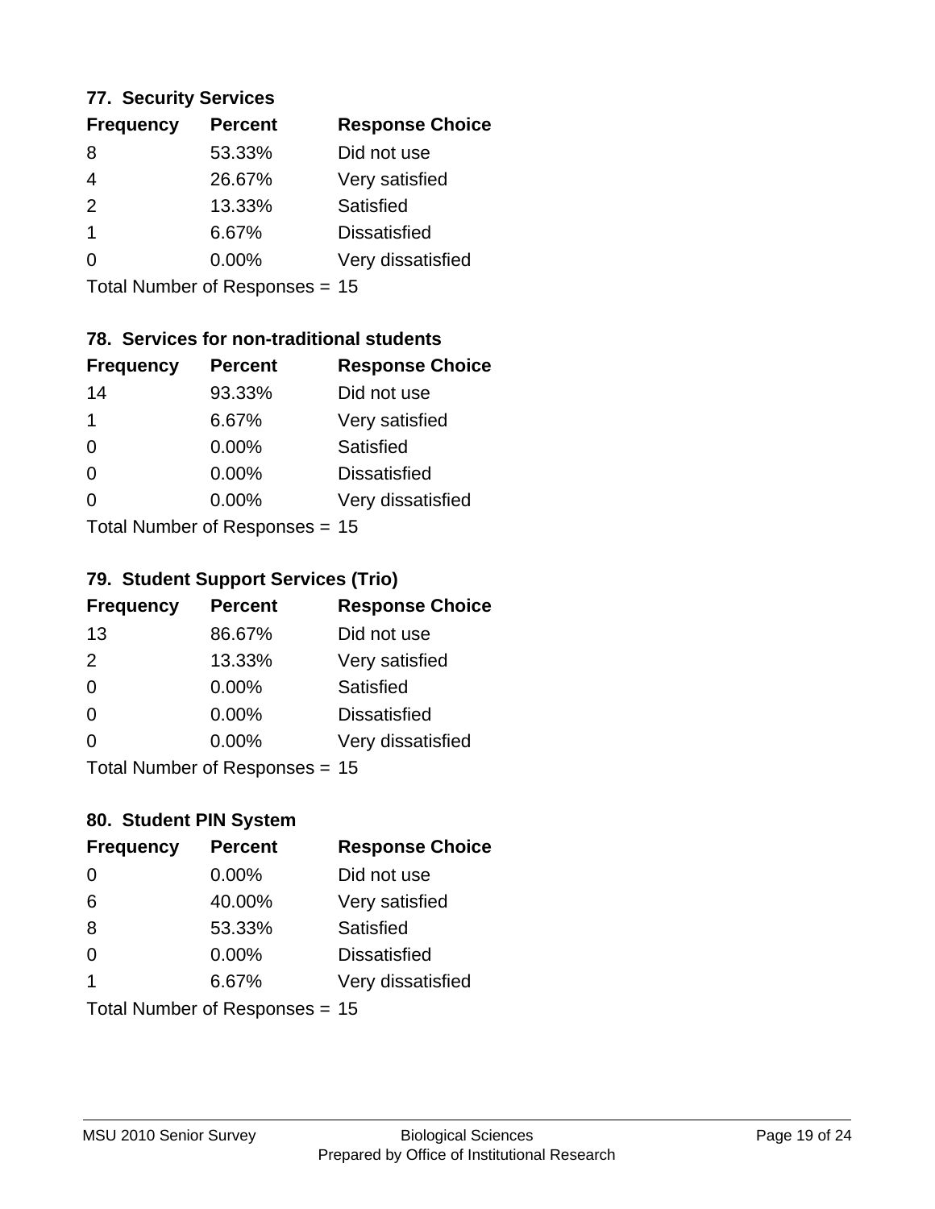### 77. Security Services

| Frequency | Percent | Response Choice |
| --- | --- | --- |
| 8 | 53.33% | Did not use |
| 4 | 26.67% | Very satisfied |
| 2 | 13.33% | Satisfied |
| 1 | 6.67% | Dissatisfied |
| 0 | 0.00% | Very dissatisfied |

Total Number of Responses = 15

### 78. Services for non-traditional students

| Frequency | Percent | Response Choice |
| --- | --- | --- |
| 14 | 93.33% | Did not use |
| 1 | 6.67% | Very satisfied |
| 0 | 0.00% | Satisfied |
| 0 | 0.00% | Dissatisfied |
| 0 | 0.00% | Very dissatisfied |

Total Number of Responses = 15

### 79. Student Support Services (Trio)

| Frequency | Percent | Response Choice |
| --- | --- | --- |
| 13 | 86.67% | Did not use |
| 2 | 13.33% | Very satisfied |
| 0 | 0.00% | Satisfied |
| 0 | 0.00% | Dissatisfied |
| 0 | 0.00% | Very dissatisfied |

Total Number of Responses = 15

### 80. Student PIN System

| Frequency | Percent | Response Choice |
| --- | --- | --- |
| 0 | 0.00% | Did not use |
| 6 | 40.00% | Very satisfied |
| 8 | 53.33% | Satisfied |
| 0 | 0.00% | Dissatisfied |
| 1 | 6.67% | Very dissatisfied |

Total Number of Responses = 15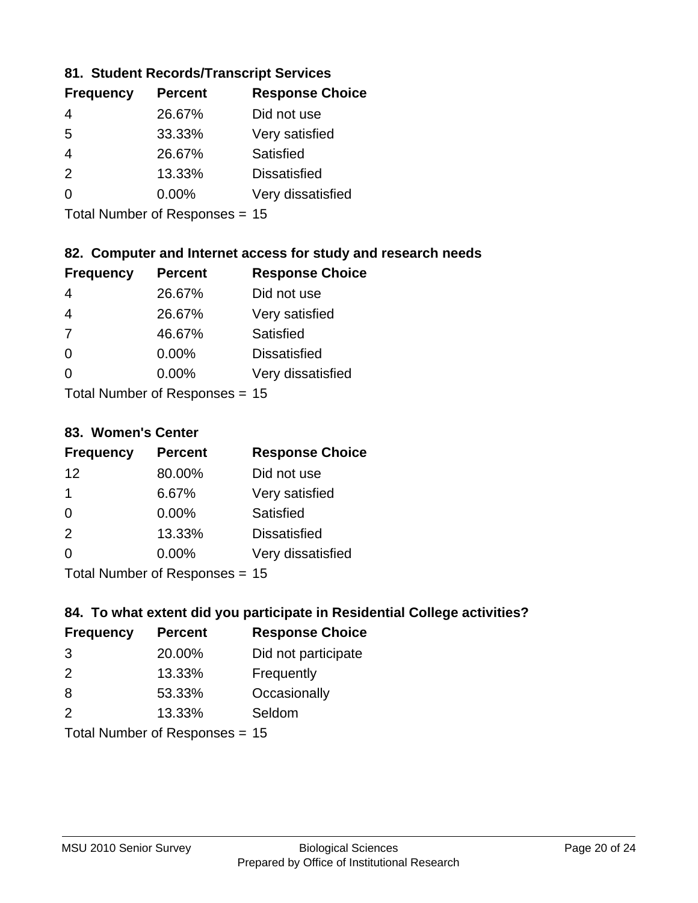### 81. Student Records/Transcript Services

| Frequency | Percent | Response Choice |
|---|---|---|
| 4 | 26.67% | Did not use |
| 5 | 33.33% | Very satisfied |
| 4 | 26.67% | Satisfied |
| 2 | 13.33% | Dissatisfied |
| 0 | 0.00% | Very dissatisfied |

Total Number of Responses = 15

### 82. Computer and Internet access for study and research needs

| Frequency | Percent | Response Choice |
|---|---|---|
| 4 | 26.67% | Did not use |
| 4 | 26.67% | Very satisfied |
| 7 | 46.67% | Satisfied |
| 0 | 0.00% | Dissatisfied |
| 0 | 0.00% | Very dissatisfied |

Total Number of Responses = 15

### 83. Women's Center

| Frequency | Percent | Response Choice |
|---|---|---|
| 12 | 80.00% | Did not use |
| 1 | 6.67% | Very satisfied |
| 0 | 0.00% | Satisfied |
| 2 | 13.33% | Dissatisfied |
| 0 | 0.00% | Very dissatisfied |

Total Number of Responses = 15

### 84. To what extent did you participate in Residential College activities?

| Frequency | Percent | Response Choice |
|---|---|---|
| 3 | 20.00% | Did not participate |
| 2 | 13.33% | Frequently |
| 8 | 53.33% | Occasionally |
| 2 | 13.33% | Seldom |

Total Number of Responses = 15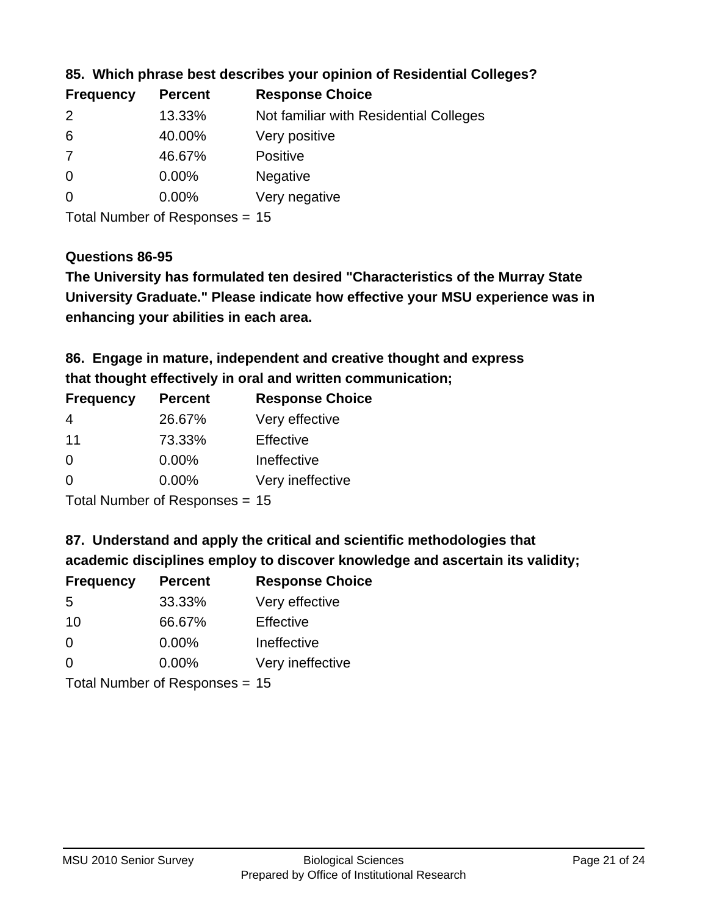**85. Which phrase best describes your opinion of Residential Colleges?**

| Frequency | Percent | Response Choice |
|---|---|---|
| 2 | 13.33% | Not familiar with Residential Colleges |
| 6 | 40.00% | Very positive |
| 7 | 46.67% | Positive |
| 0 | 0.00% | Negative |
| 0 | 0.00% | Very negative |

Total Number of Responses = 15

**Questions 86-95**

**The University has formulated ten desired "Characteristics of the Murray State University Graduate." Please indicate how effective your MSU experience was in enhancing your abilities in each area.**

**86. Engage in mature, independent and creative thought and express that thought effectively in oral and written communication;**

| Frequency | Percent | Response Choice |
|---|---|---|
| 4 | 26.67% | Very effective |
| 11 | 73.33% | Effective |
| 0 | 0.00% | Ineffective |
| 0 | 0.00% | Very ineffective |

Total Number of Responses = 15

**87. Understand and apply the critical and scientific methodologies that academic disciplines employ to discover knowledge and ascertain its validity;**

| Frequency | Percent | Response Choice |
|---|---|---|
| 5 | 33.33% | Very effective |
| 10 | 66.67% | Effective |
| 0 | 0.00% | Ineffective |
| 0 | 0.00% | Very ineffective |

Total Number of Responses = 15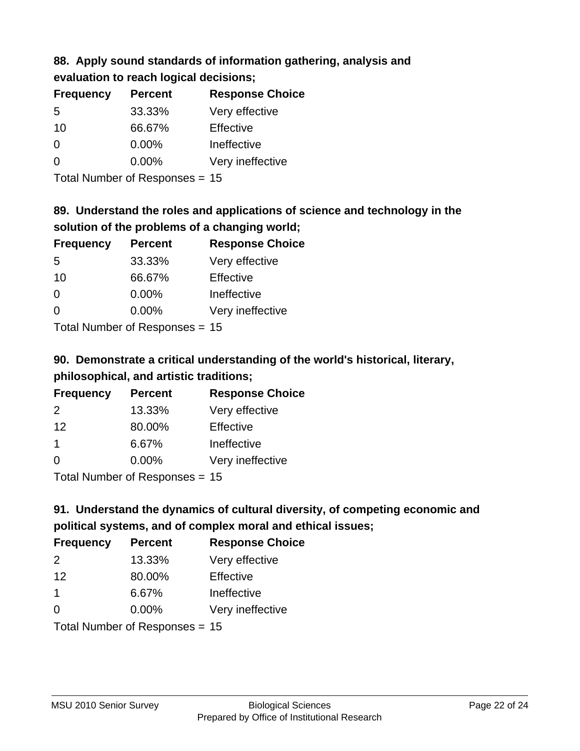### 88. Apply sound standards of information gathering, analysis and evaluation to reach logical decisions;

| Frequency | Percent | Response Choice |
|---|---|---|
| 5 | 33.33% | Very effective |
| 10 | 66.67% | Effective |
| 0 | 0.00% | Ineffective |
| 0 | 0.00% | Very ineffective |

Total Number of Responses = 15

### 89. Understand the roles and applications of science and technology in the solution of the problems of a changing world;

| Frequency | Percent | Response Choice |
|---|---|---|
| 5 | 33.33% | Very effective |
| 10 | 66.67% | Effective |
| 0 | 0.00% | Ineffective |
| 0 | 0.00% | Very ineffective |

Total Number of Responses = 15

### 90. Demonstrate a critical understanding of the world's historical, literary, philosophical, and artistic traditions;

| Frequency | Percent | Response Choice |
|---|---|---|
| 2 | 13.33% | Very effective |
| 12 | 80.00% | Effective |
| 1 | 6.67% | Ineffective |
| 0 | 0.00% | Very ineffective |

Total Number of Responses = 15

### 91. Understand the dynamics of cultural diversity, of competing economic and political systems, and of complex moral and ethical issues;

| Frequency | Percent | Response Choice |
|---|---|---|
| 2 | 13.33% | Very effective |
| 12 | 80.00% | Effective |
| 1 | 6.67% | Ineffective |
| 0 | 0.00% | Very ineffective |

Total Number of Responses = 15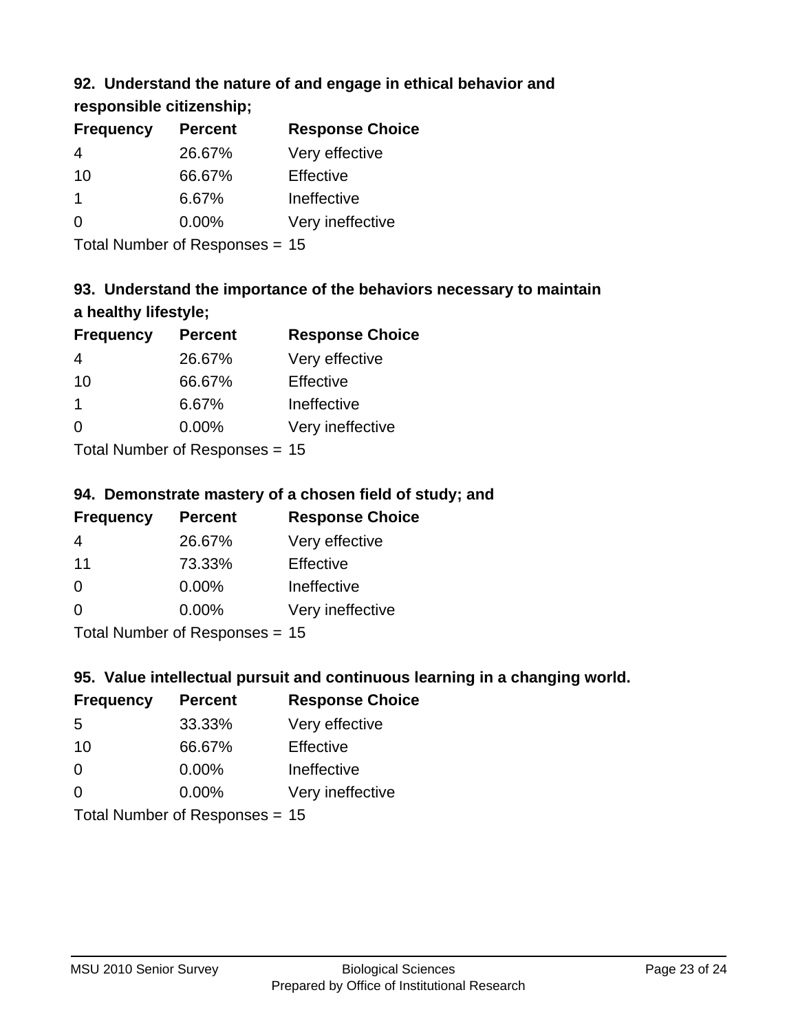### 92. Understand the nature of and engage in ethical behavior and responsible citizenship;

| Frequency | Percent | Response Choice |
|---|---|---|
| 4 | 26.67% | Very effective |
| 10 | 66.67% | Effective |
| 1 | 6.67% | Ineffective |
| 0 | 0.00% | Very ineffective |

Total Number of Responses = 15

### 93. Understand the importance of the behaviors necessary to maintain a healthy lifestyle;

| Frequency | Percent | Response Choice |
|---|---|---|
| 4 | 26.67% | Very effective |
| 10 | 66.67% | Effective |
| 1 | 6.67% | Ineffective |
| 0 | 0.00% | Very ineffective |

Total Number of Responses = 15

### 94. Demonstrate mastery of a chosen field of study; and

| Frequency | Percent | Response Choice |
|---|---|---|
| 4 | 26.67% | Very effective |
| 11 | 73.33% | Effective |
| 0 | 0.00% | Ineffective |
| 0 | 0.00% | Very ineffective |

Total Number of Responses = 15

### 95. Value intellectual pursuit and continuous learning in a changing world.

| Frequency | Percent | Response Choice |
|---|---|---|
| 5 | 33.33% | Very effective |
| 10 | 66.67% | Effective |
| 0 | 0.00% | Ineffective |
| 0 | 0.00% | Very ineffective |

Total Number of Responses = 15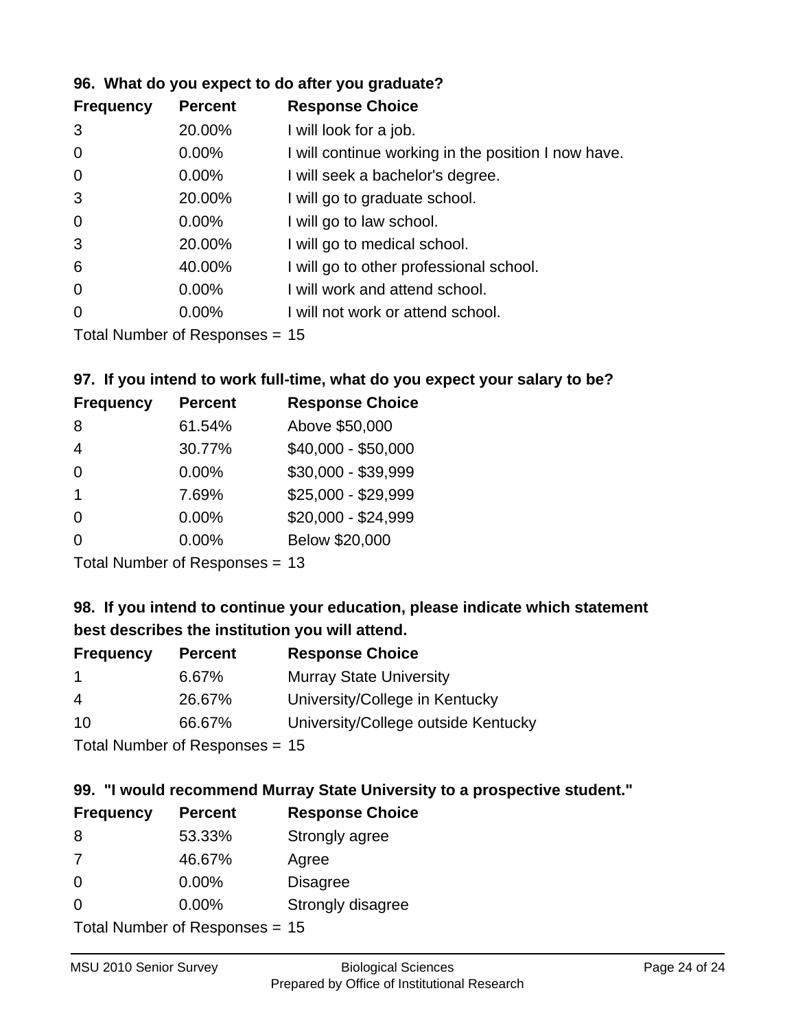### 96. What do you expect to do after you graduate?

| Frequency | Percent | Response Choice |
|---|---|---|
| 3 | 20.00% | I will look for a job. |
| 0 | 0.00% | I will continue working in the position I now have. |
| 0 | 0.00% | I will seek a bachelor's degree. |
| 3 | 20.00% | I will go to graduate school. |
| 0 | 0.00% | I will go to law school. |
| 3 | 20.00% | I will go to medical school. |
| 6 | 40.00% | I will go to other professional school. |
| 0 | 0.00% | I will work and attend school. |
| 0 | 0.00% | I will not work or attend school. |

Total Number of Responses = 15

### 97. If you intend to work full-time, what do you expect your salary to be?

| Frequency | Percent | Response Choice |
|---|---|---|
| 8 | 61.54% | Above $50,000 |
| 4 | 30.77% | $40,000 - $50,000 |
| 0 | 0.00% | $30,000 - $39,999 |
| 1 | 7.69% | $25,000 - $29,999 |
| 0 | 0.00% | $20,000 - $24,999 |
| 0 | 0.00% | Below $20,000 |

Total Number of Responses = 13

### 98. If you intend to continue your education, please indicate which statement best describes the institution you will attend.

| Frequency | Percent | Response Choice |
|---|---|---|
| 1 | 6.67% | Murray State University |
| 4 | 26.67% | University/College in Kentucky |
| 10 | 66.67% | University/College outside Kentucky |

Total Number of Responses = 15

### 99. "I would recommend Murray State University to a prospective student."

| Frequency | Percent | Response Choice |
|---|---|---|
| 8 | 53.33% | Strongly agree |
| 7 | 46.67% | Agree |
| 0 | 0.00% | Disagree |
| 0 | 0.00% | Strongly disagree |

Total Number of Responses = 15